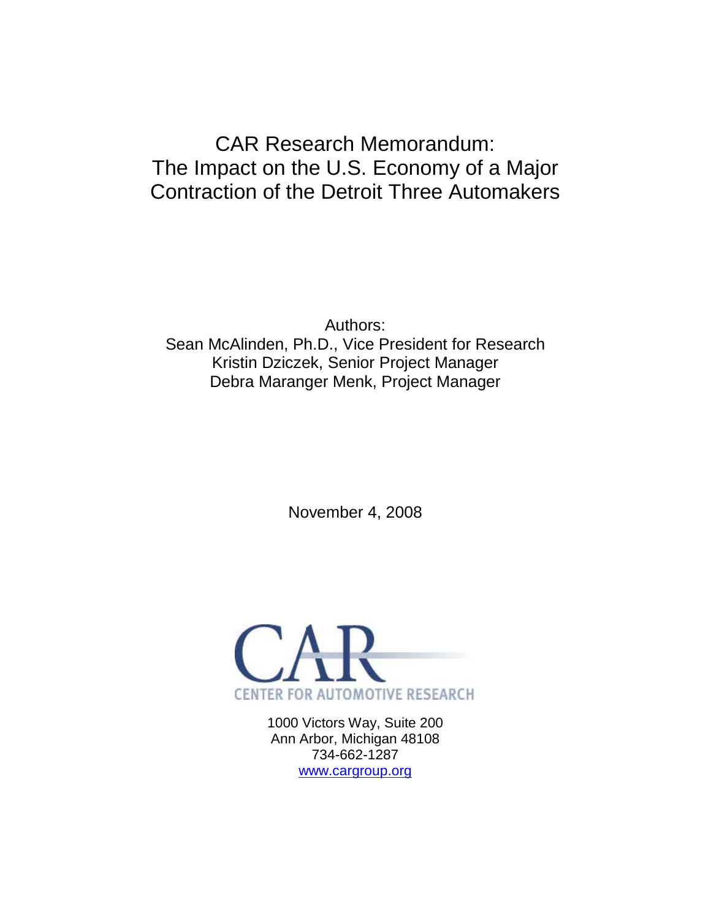# CAR Research Memorandum: The Impact on the U.S. Economy of a Major Contraction of the Detroit Three Automakers

Authors:
Sean McAlinden, Ph.D., Vice President for Research
Kristin Dziczek, Senior Project Manager
Debra Maranger Menk, Project Manager

November 4, 2008

CAR
CENTER FOR AUTOMOTIVE RESEARCH

1000 Victors Way, Suite 200
Ann Arbor, Michigan 48108
734-662-1287
www.cargroup.org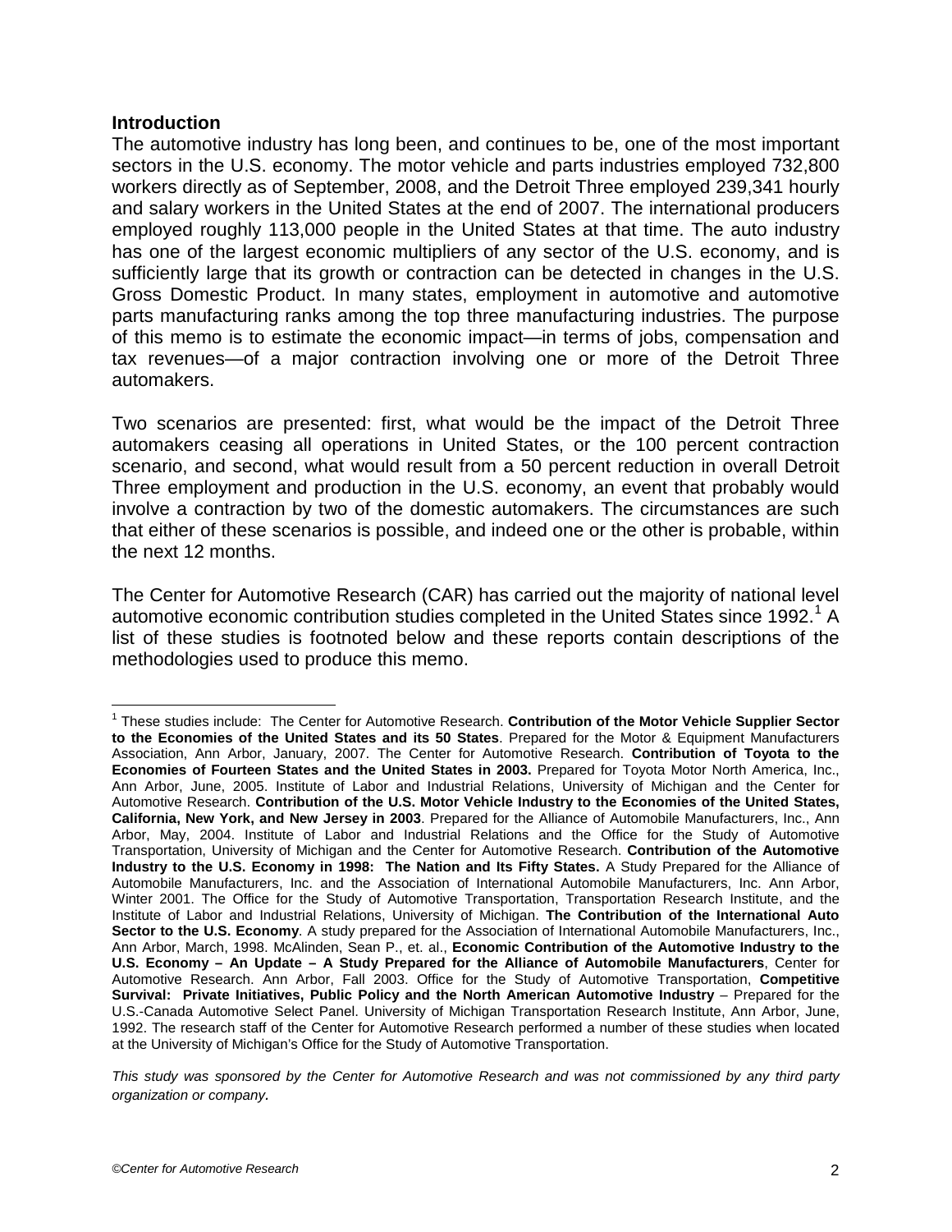## Introduction

The automotive industry has long been, and continues to be, one of the most important sectors in the U.S. economy. The motor vehicle and parts industries employed 732,800 workers directly as of September, 2008, and the Detroit Three employed 239,341 hourly and salary workers in the United States at the end of 2007. The international producers employed roughly 113,000 people in the United States at that time. The auto industry has one of the largest economic multipliers of any sector of the U.S. economy, and is sufficiently large that its growth or contraction can be detected in changes in the U.S. Gross Domestic Product. In many states, employment in automotive and automotive parts manufacturing ranks among the top three manufacturing industries. The purpose of this memo is to estimate the economic impact—in terms of jobs, compensation and tax revenues—of a major contraction involving one or more of the Detroit Three automakers.

Two scenarios are presented: first, what would be the impact of the Detroit Three automakers ceasing all operations in United States, or the 100 percent contraction scenario, and second, what would result from a 50 percent reduction in overall Detroit Three employment and production in the U.S. economy, an event that probably would involve a contraction by two of the domestic automakers. The circumstances are such that either of these scenarios is possible, and indeed one or the other is probable, within the next 12 months.

The Center for Automotive Research (CAR) has carried out the majority of national level automotive economic contribution studies completed in the United States since 1992.[1] A list of these studies is footnoted below and these reports contain descriptions of the methodologies used to produce this memo.

---

[1] These studies include: The Center for Automotive Research. **Contribution of the Motor Vehicle Supplier Sector to the Economies of the United States and its 50 States**. Prepared for the Motor & Equipment Manufacturers Association, Ann Arbor, January, 2007. The Center for Automotive Research. **Contribution of Toyota to the Economies of Fourteen States and the United States in 2003.** Prepared for Toyota Motor North America, Inc., Ann Arbor, June, 2005. Institute of Labor and Industrial Relations, University of Michigan and the Center for Automotive Research. **Contribution of the U.S. Motor Vehicle Industry to the Economies of the United States, California, New York, and New Jersey in 2003**. Prepared for the Alliance of Automobile Manufacturers, Inc., Ann Arbor, May, 2004. Institute of Labor and Industrial Relations and the Office for the Study of Automotive Transportation, University of Michigan and the Center for Automotive Research. **Contribution of the Automotive Industry to the U.S. Economy in 1998: The Nation and Its Fifty States.** A Study Prepared for the Alliance of Automobile Manufacturers, Inc. and the Association of International Automobile Manufacturers, Inc. Ann Arbor, Winter 2001. The Office for the Study of Automotive Transportation, Transportation Research Institute, and the Institute of Labor and Industrial Relations, University of Michigan. **The Contribution of the International Auto Sector to the U.S. Economy**. A study prepared for the Association of International Automobile Manufacturers, Inc., Ann Arbor, March, 1998. McAlinden, Sean P., et. al., **Economic Contribution of the Automotive Industry to the U.S. Economy – An Update – A Study Prepared for the Alliance of Automobile Manufacturers**, Center for Automotive Research. Ann Arbor, Fall 2003. Office for the Study of Automotive Transportation, **Competitive Survival: Private Initiatives, Public Policy and the North American Automotive Industry** – Prepared for the U.S.-Canada Automotive Select Panel. University of Michigan Transportation Research Institute, Ann Arbor, June, 1992. The research staff of the Center for Automotive Research performed a number of these studies when located at the University of Michigan's Office for the Study of Automotive Transportation.

*This study was sponsored by the Center for Automotive Research and was not commissioned by any third party organization or company.*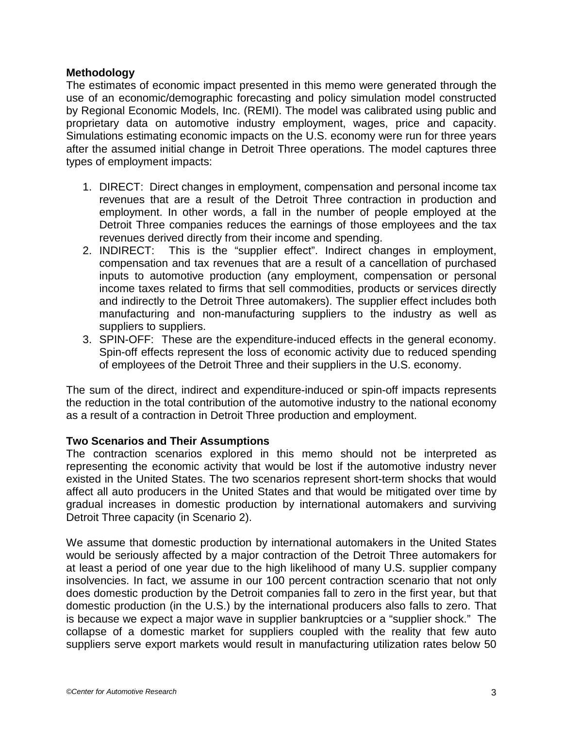**Methodology**

The estimates of economic impact presented in this memo were generated through the use of an economic/demographic forecasting and policy simulation model constructed by Regional Economic Models, Inc. (REMI). The model was calibrated using public and proprietary data on automotive industry employment, wages, price and capacity. Simulations estimating economic impacts on the U.S. economy were run for three years after the assumed initial change in Detroit Three operations. The model captures three types of employment impacts:

1. DIRECT: Direct changes in employment, compensation and personal income tax revenues that are a result of the Detroit Three contraction in production and employment. In other words, a fall in the number of people employed at the Detroit Three companies reduces the earnings of those employees and the tax revenues derived directly from their income and spending.
2. INDIRECT: This is the "supplier effect". Indirect changes in employment, compensation and tax revenues that are a result of a cancellation of purchased inputs to automotive production (any employment, compensation or personal income taxes related to firms that sell commodities, products or services directly and indirectly to the Detroit Three automakers). The supplier effect includes both manufacturing and non-manufacturing suppliers to the industry as well as suppliers to suppliers.
3. SPIN-OFF: These are the expenditure-induced effects in the general economy. Spin-off effects represent the loss of economic activity due to reduced spending of employees of the Detroit Three and their suppliers in the U.S. economy.

The sum of the direct, indirect and expenditure-induced or spin-off impacts represents the reduction in the total contribution of the automotive industry to the national economy as a result of a contraction in Detroit Three production and employment.

**Two Scenarios and Their Assumptions**

The contraction scenarios explored in this memo should not be interpreted as representing the economic activity that would be lost if the automotive industry never existed in the United States. The two scenarios represent short-term shocks that would affect all auto producers in the United States and that would be mitigated over time by gradual increases in domestic production by international automakers and surviving Detroit Three capacity (in Scenario 2).

We assume that domestic production by international automakers in the United States would be seriously affected by a major contraction of the Detroit Three automakers for at least a period of one year due to the high likelihood of many U.S. supplier company insolvencies. In fact, we assume in our 100 percent contraction scenario that not only does domestic production by the Detroit companies fall to zero in the first year, but that domestic production (in the U.S.) by the international producers also falls to zero. That is because we expect a major wave in supplier bankruptcies or a "supplier shock." The collapse of a domestic market for suppliers coupled with the reality that few auto suppliers serve export markets would result in manufacturing utilization rates below 50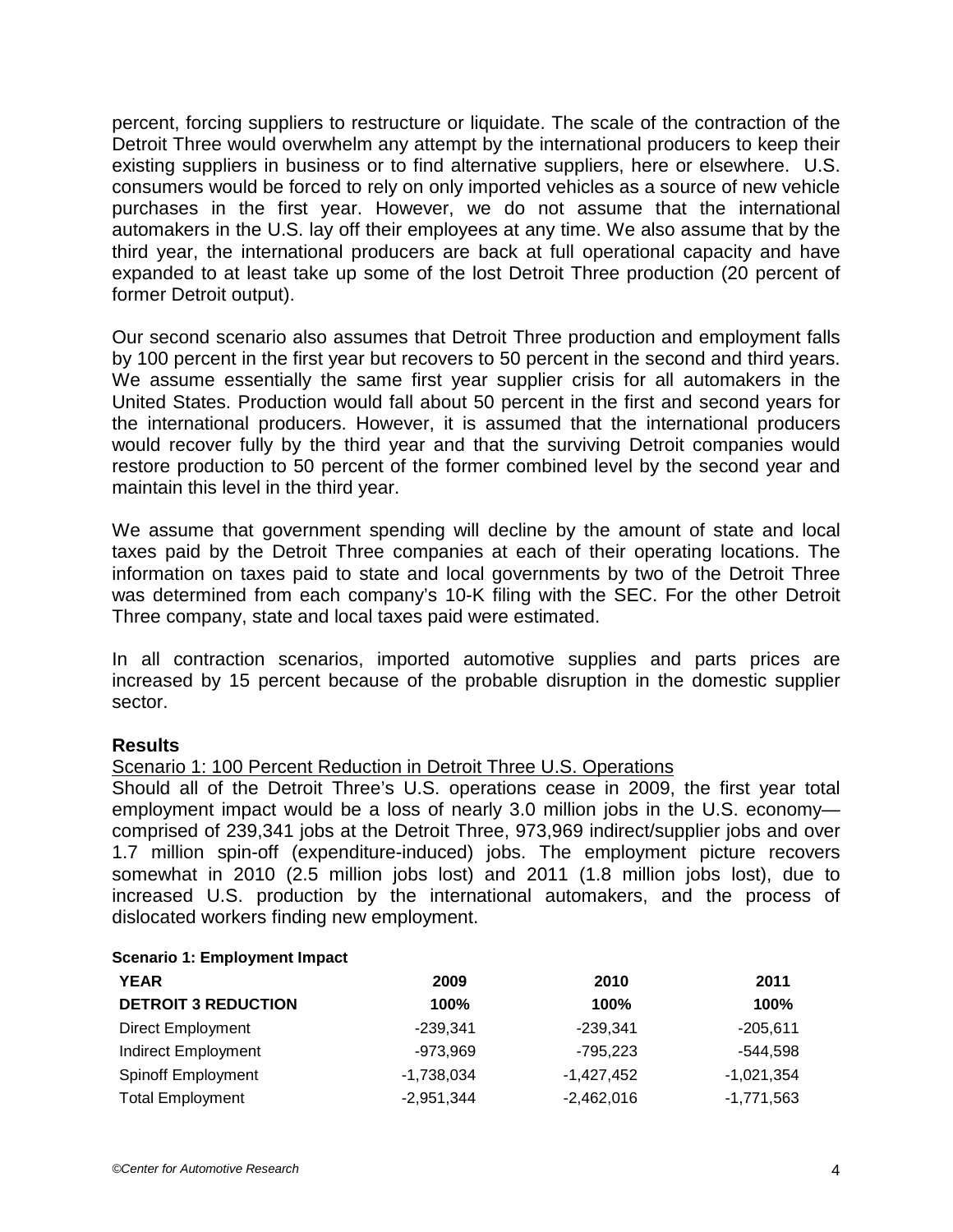percent, forcing suppliers to restructure or liquidate. The scale of the contraction of the Detroit Three would overwhelm any attempt by the international producers to keep their existing suppliers in business or to find alternative suppliers, here or elsewhere. U.S. consumers would be forced to rely on only imported vehicles as a source of new vehicle purchases in the first year. However, we do not assume that the international automakers in the U.S. lay off their employees at any time. We also assume that by the third year, the international producers are back at full operational capacity and have expanded to at least take up some of the lost Detroit Three production (20 percent of former Detroit output).

Our second scenario also assumes that Detroit Three production and employment falls by 100 percent in the first year but recovers to 50 percent in the second and third years. We assume essentially the same first year supplier crisis for all automakers in the United States. Production would fall about 50 percent in the first and second years for the international producers. However, it is assumed that the international producers would recover fully by the third year and that the surviving Detroit companies would restore production to 50 percent of the former combined level by the second year and maintain this level in the third year.

We assume that government spending will decline by the amount of state and local taxes paid by the Detroit Three companies at each of their operating locations. The information on taxes paid to state and local governments by two of the Detroit Three was determined from each company's 10-K filing with the SEC. For the other Detroit Three company, state and local taxes paid were estimated.

In all contraction scenarios, imported automotive supplies and parts prices are increased by 15 percent because of the probable disruption in the domestic supplier sector.

## Results

Scenario 1: 100 Percent Reduction in Detroit Three U.S. Operations

Should all of the Detroit Three's U.S. operations cease in 2009, the first year total employment impact would be a loss of nearly 3.0 million jobs in the U.S. economy—comprised of 239,341 jobs at the Detroit Three, 973,969 indirect/supplier jobs and over 1.7 million spin-off (expenditure-induced) jobs. The employment picture recovers somewhat in 2010 (2.5 million jobs lost) and 2011 (1.8 million jobs lost), due to increased U.S. production by the international automakers, and the process of dislocated workers finding new employment.

**Scenario 1: Employment Impact**

| **YEAR** | **2009** | **2010** | **2011** |
|---|---|---|---|
| **DETROIT 3 REDUCTION** | **100%** | **100%** | **100%** |
| Direct Employment | -239,341 | -239,341 | -205,611 |
| Indirect Employment | -973,969 | -795,223 | -544,598 |
| Spinoff Employment | -1,738,034 | -1,427,452 | -1,021,354 |
| Total Employment | -2,951,344 | -2,462,016 | -1,771,563 |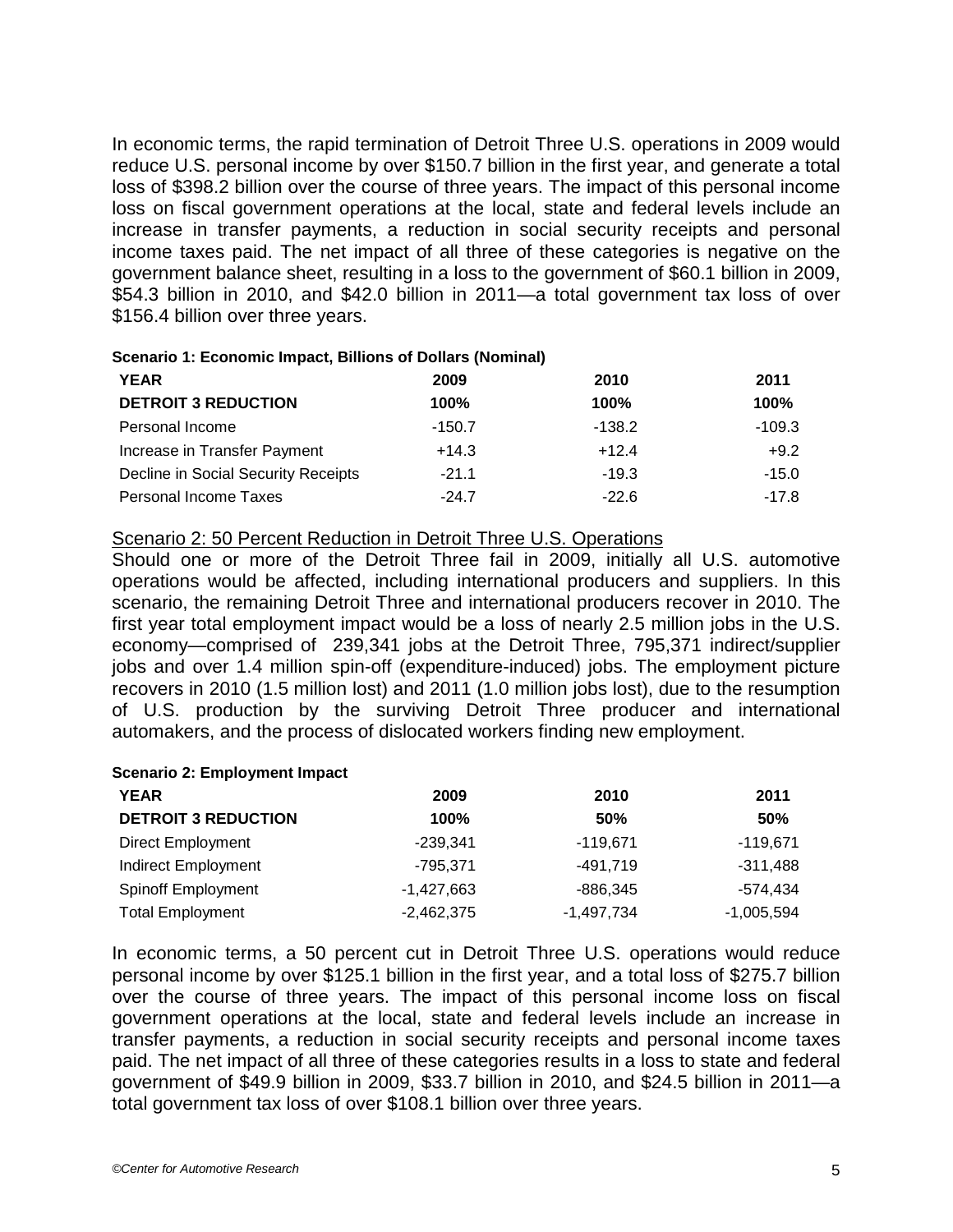In economic terms, the rapid termination of Detroit Three U.S. operations in 2009 would reduce U.S. personal income by over $150.7 billion in the first year, and generate a total loss of $398.2 billion over the course of three years. The impact of this personal income loss on fiscal government operations at the local, state and federal levels include an increase in transfer payments, a reduction in social security receipts and personal income taxes paid. The net impact of all three of these categories is negative on the government balance sheet, resulting in a loss to the government of $60.1 billion in 2009, $54.3 billion in 2010, and $42.0 billion in 2011—a total government tax loss of over $156.4 billion over three years.

**Scenario 1: Economic Impact, Billions of Dollars (Nominal)**

| **YEAR** | **2009** | **2010** | **2011** |
|---|---|---|---|
| **DETROIT 3 REDUCTION** | **100%** | **100%** | **100%** |
| Personal Income | -150.7 | -138.2 | -109.3 |
| Increase in Transfer Payment | +14.3 | +12.4 | +9.2 |
| Decline in Social Security Receipts | -21.1 | -19.3 | -15.0 |
| Personal Income Taxes | -24.7 | -22.6 | -17.8 |

Scenario 2: 50 Percent Reduction in Detroit Three U.S. Operations

Should one or more of the Detroit Three fail in 2009, initially all U.S. automotive operations would be affected, including international producers and suppliers. In this scenario, the remaining Detroit Three and international producers recover in 2010. The first year total employment impact would be a loss of nearly 2.5 million jobs in the U.S. economy—comprised of 239,341 jobs at the Detroit Three, 795,371 indirect/supplier jobs and over 1.4 million spin-off (expenditure-induced) jobs. The employment picture recovers in 2010 (1.5 million lost) and 2011 (1.0 million jobs lost), due to the resumption of U.S. production by the surviving Detroit Three producer and international automakers, and the process of dislocated workers finding new employment.

**Scenario 2: Employment Impact**

| **YEAR** | **2009** | **2010** | **2011** |
|---|---|---|---|
| **DETROIT 3 REDUCTION** | **100%** | **50%** | **50%** |
| Direct Employment | -239,341 | -119,671 | -119,671 |
| Indirect Employment | -795,371 | -491,719 | -311,488 |
| Spinoff Employment | -1,427,663 | -886,345 | -574,434 |
| Total Employment | -2,462,375 | -1,497,734 | -1,005,594 |

In economic terms, a 50 percent cut in Detroit Three U.S. operations would reduce personal income by over $125.1 billion in the first year, and a total loss of $275.7 billion over the course of three years. The impact of this personal income loss on fiscal government operations at the local, state and federal levels include an increase in transfer payments, a reduction in social security receipts and personal income taxes paid. The net impact of all three of these categories results in a loss to state and federal government of $49.9 billion in 2009, $33.7 billion in 2010, and $24.5 billion in 2011—a total government tax loss of over $108.1 billion over three years.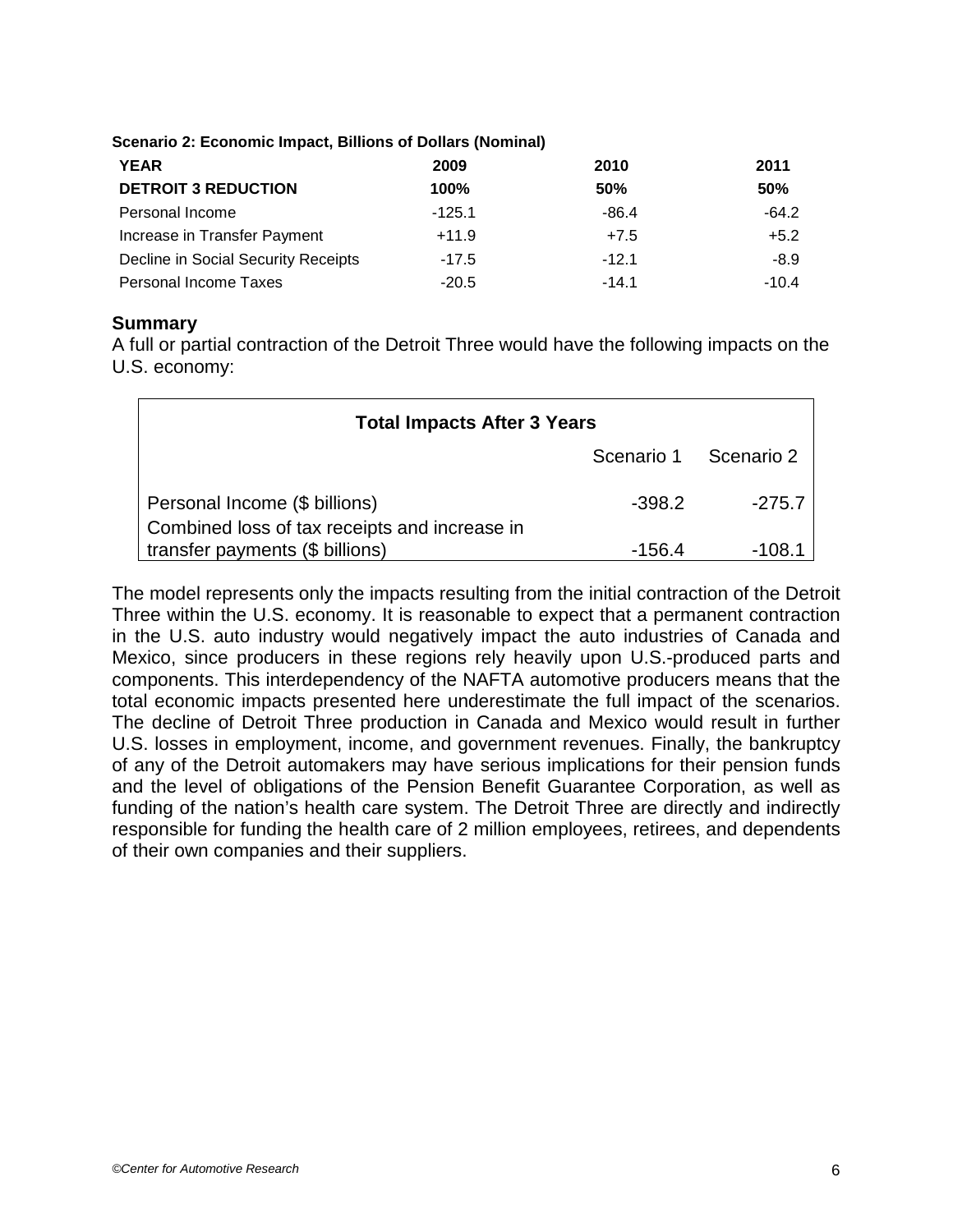**Scenario 2: Economic Impact, Billions of Dollars (Nominal)**

| YEAR | 2009 | 2010 | 2011 |
|---|---|---|---|
| **DETROIT 3 REDUCTION** | **100%** | **50%** | **50%** |
| Personal Income | -125.1 | -86.4 | -64.2 |
| Increase in Transfer Payment | +11.9 | +7.5 | +5.2 |
| Decline in Social Security Receipts | -17.5 | -12.1 | -8.9 |
| Personal Income Taxes | -20.5 | -14.1 | -10.4 |

### Summary

A full or partial contraction of the Detroit Three would have the following impacts on the U.S. economy:

| Total Impacts After 3 Years | | |
|---|---|---|
| | Scenario 1 | Scenario 2 |
| Personal Income ($ billions) | -398.2 | -275.7 |
| Combined loss of tax receipts and increase in transfer payments ($ billions) | -156.4 | -108.1 |

The model represents only the impacts resulting from the initial contraction of the Detroit Three within the U.S. economy. It is reasonable to expect that a permanent contraction in the U.S. auto industry would negatively impact the auto industries of Canada and Mexico, since producers in these regions rely heavily upon U.S.-produced parts and components. This interdependency of the NAFTA automotive producers means that the total economic impacts presented here underestimate the full impact of the scenarios. The decline of Detroit Three production in Canada and Mexico would result in further U.S. losses in employment, income, and government revenues. Finally, the bankruptcy of any of the Detroit automakers may have serious implications for their pension funds and the level of obligations of the Pension Benefit Guarantee Corporation, as well as funding of the nation's health care system. The Detroit Three are directly and indirectly responsible for funding the health care of 2 million employees, retirees, and dependents of their own companies and their suppliers.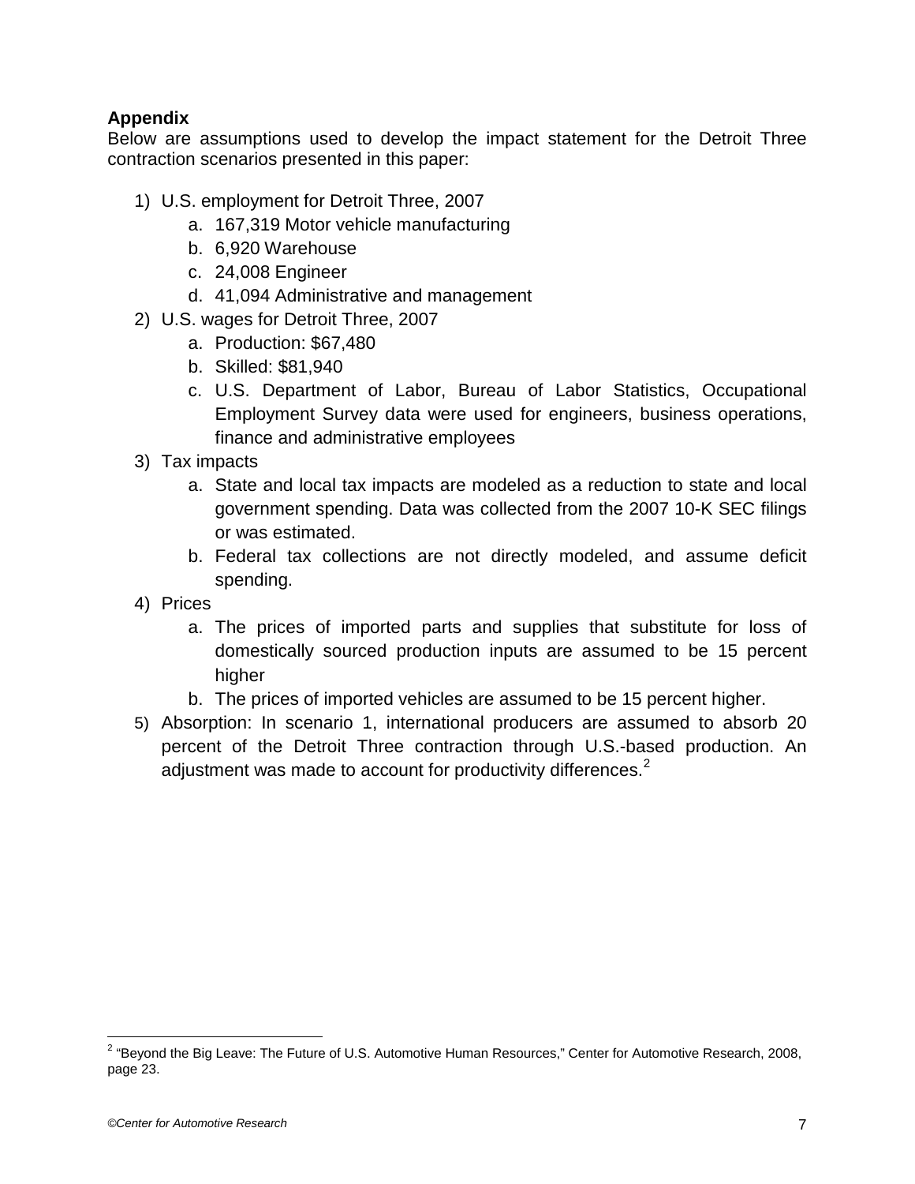## Appendix

Below are assumptions used to develop the impact statement for the Detroit Three contraction scenarios presented in this paper:

1) U.S. employment for Detroit Three, 2007
    a. 167,319 Motor vehicle manufacturing
    b. 6,920 Warehouse
    c. 24,008 Engineer
    d. 41,094 Administrative and management
2) U.S. wages for Detroit Three, 2007
    a. Production: $67,480
    b. Skilled: $81,940
    c. U.S. Department of Labor, Bureau of Labor Statistics, Occupational Employment Survey data were used for engineers, business operations, finance and administrative employees
3) Tax impacts
    a. State and local tax impacts are modeled as a reduction to state and local government spending. Data was collected from the 2007 10-K SEC filings or was estimated.
    b. Federal tax collections are not directly modeled, and assume deficit spending.
4) Prices
    a. The prices of imported parts and supplies that substitute for loss of domestically sourced production inputs are assumed to be 15 percent higher
    b. The prices of imported vehicles are assumed to be 15 percent higher.
5) Absorption: In scenario 1, international producers are assumed to absorb 20 percent of the Detroit Three contraction through U.S.-based production. An adjustment was made to account for productivity differences.[2]

[2] "Beyond the Big Leave: The Future of U.S. Automotive Human Resources," Center for Automotive Research, 2008, page 23.